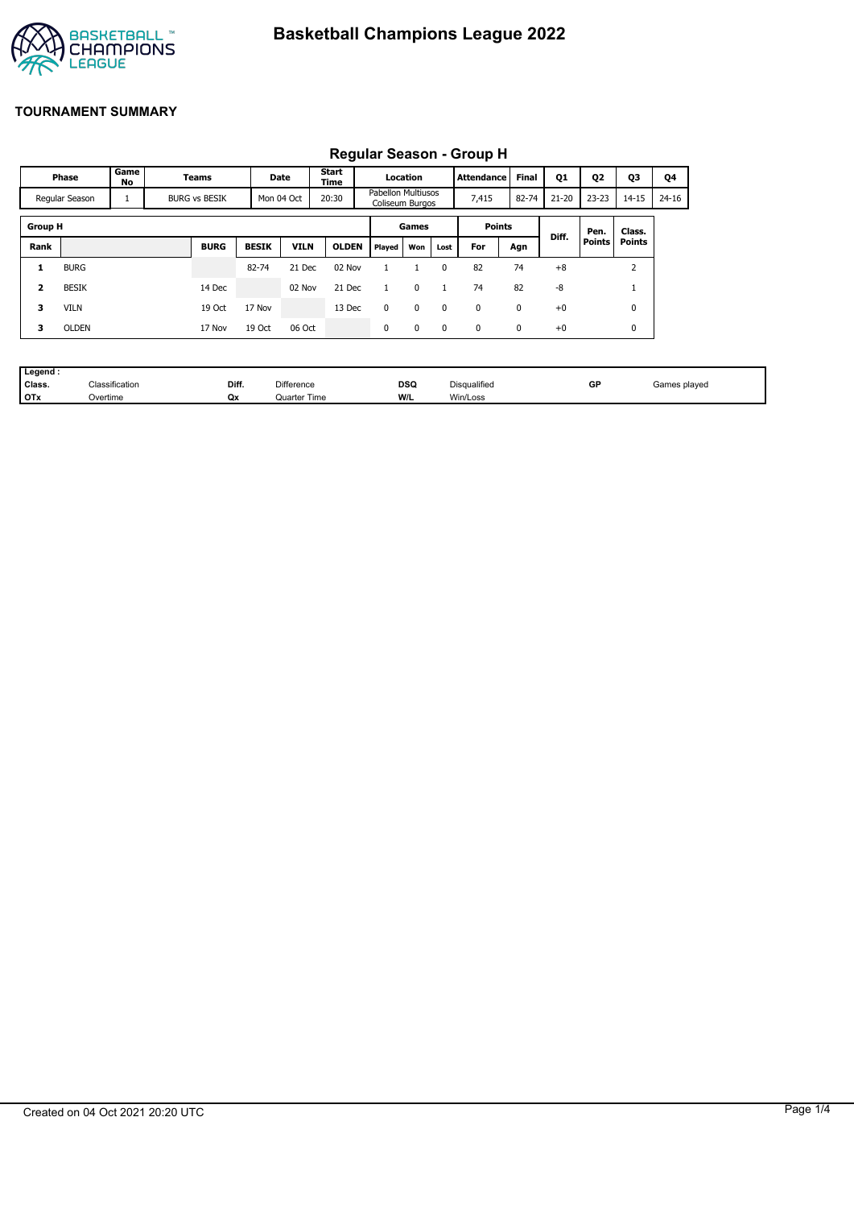# Basketball Champions League 2022

## TOURNAMENT SUMMARY

### Regular Season - Group H

| Phase | Game No | Teams | Date | Start Time | Location | Attendance | Final | Q1 | Q2 | Q3 | Q4 |
|---|---|---|---|---|---|---|---|---|---|---|---|
| Regular Season | 1 | BURG vs BESIK | Mon 04 Oct | 20:30 | Pabellon Multiusos Coliseum Burgos | 7,415 | 82-74 | 21-20 | 23-23 | 14-15 | 24-16 |

| Group H | | | | | | Games | | | Points | | Diff. | Pen. Points | Class. Points |
|---|---|---|---|---|---|---|---|---|---|---|---|---|---|
| Rank | | BURG | BESIK | VILN | OLDEN | Played | Won | Lost | For | Agn | | | |
| 1 | BURG | | 82-74 | 21 Dec | 02 Nov | 1 | 1 | 0 | 82 | 74 | +8 | | 2 |
| 2 | BESIK | 14 Dec | | 02 Nov | 21 Dec | 1 | 0 | 1 | 74 | 82 | -8 | | 1 |
| 3 | VILN | 19 Oct | 17 Nov | | 13 Dec | 0 | 0 | 0 | 0 | 0 | +0 | | 0 |
| 3 | OLDEN | 17 Nov | 19 Oct | 06 Oct | | 0 | 0 | 0 | 0 | 0 | +0 | | 0 |

| Legend : | | | | | | | |
|---|---|---|---|---|---|---|---|
| Class. | Classification | Diff. | Difference | DSQ | Disqualified | GP | Games played |
| OTx | Overtime | Qx | Quarter Time | W/L | Win/Loss | | |

Created on 04 Oct 2021 20:20 UTC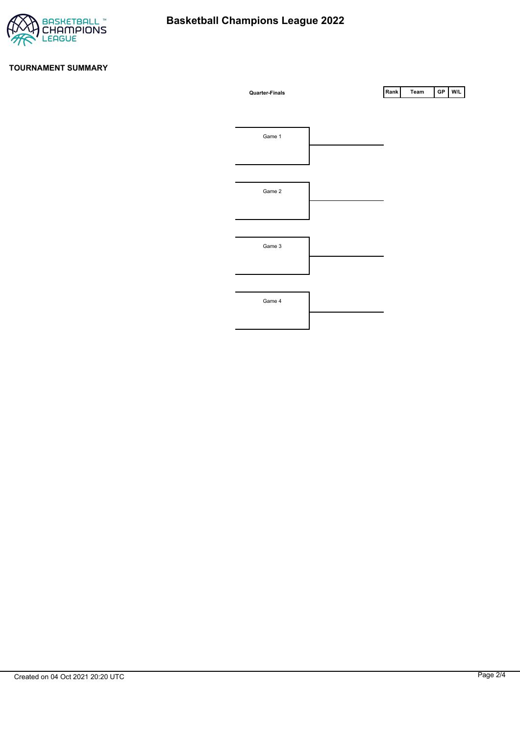# Basketball Champions League 2022

## TOURNAMENT SUMMARY

**Quarter-Finals**

Game 1

Game 2

Game 3

Game 4

| Rank | Team | GP | W/L |
| --- | --- | --- | --- |

Created on 04 Oct 2021 20:20 UTC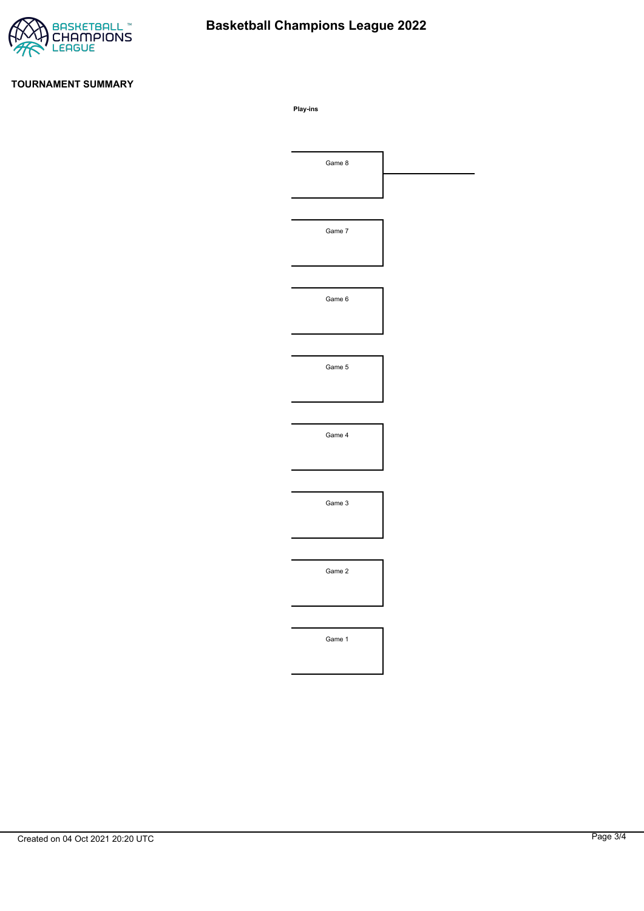# Basketball Champions League 2022

## TOURNAMENT SUMMARY

**Play-ins**

Game 8

Game 7

Game 6

Game 5

Game 4

Game 3

Game 2

Game 1

Created on 04 Oct 2021 20:20 UTC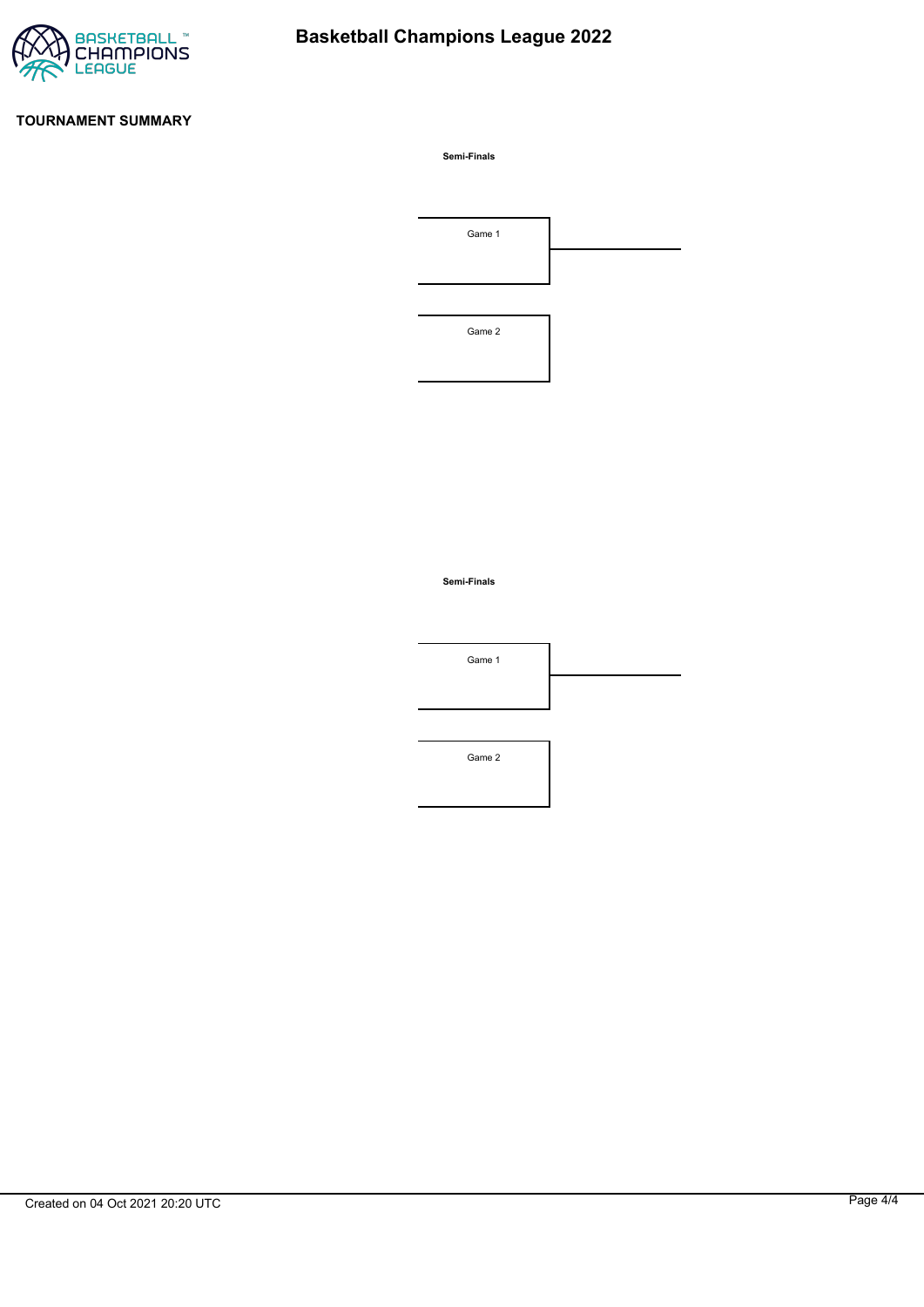# Basketball Champions League 2022

## TOURNAMENT SUMMARY

**Semi-Finals**

Game 1

Game 2

**Semi-Finals**

Game 1

Game 2

Created on 04 Oct 2021 20:20 UTC